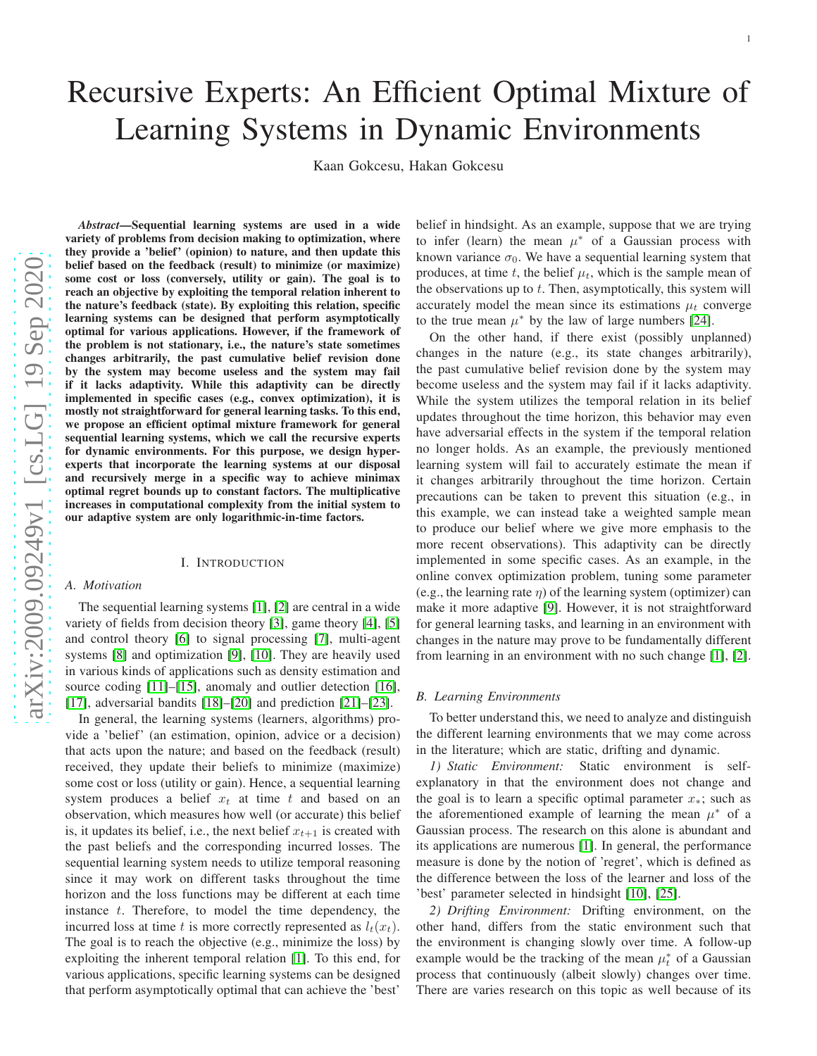# Recursive Experts: An Efficient Optimal Mixture of Learning Systems in Dynamic Environments

Kaan Gokcesu, Hakan Gokcesu

***Abstract*—Sequential learning systems are used in a wide variety of problems from decision making to optimization, where they provide a 'belief' (opinion) to nature, and then update this belief based on the feedback (result) to minimize (or maximize) some cost or loss (conversely, utility or gain). The goal is to reach an objective by exploiting the temporal relation inherent to the nature's feedback (state). By exploiting this relation, specific learning systems can be designed that perform asymptotically optimal for various applications. However, if the framework of the problem is not stationary, i.e., the nature's state sometimes changes arbitrarily, the past cumulative belief revision done by the system may become useless and the system may fail if it lacks adaptivity. While this adaptivity can be directly implemented in specific cases (e.g., convex optimization), it is mostly not straightforward for general learning tasks. To this end, we propose an efficient optimal mixture framework for general sequential learning systems, which we call the recursive experts for dynamic environments. For this purpose, we design hyper-experts that incorporate the learning systems at our disposal and recursively merge in a specific way to achieve minimax optimal regret bounds up to constant factors. The multiplicative increases in computational complexity from the initial system to our adaptive system are only logarithmic-in-time factors.**

## I. Introduction

### A. Motivation

The sequential learning systems [1], [2] are central in a wide variety of fields from decision theory [3], game theory [4], [5] and control theory [6] to signal processing [7], multi-agent systems [8] and optimization [9], [10]. They are heavily used in various kinds of applications such as density estimation and source coding [11]–[15], anomaly and outlier detection [16], [17], adversarial bandits [18]–[20] and prediction [21]–[23].

In general, the learning systems (learners, algorithms) provide a 'belief' (an estimation, opinion, advice or a decision) that acts upon the nature; and based on the feedback (result) received, they update their beliefs to minimize (maximize) some cost or loss (utility or gain). Hence, a sequential learning system produces a belief $x_t$ at time $t$ and based on an observation, which measures how well (or accurate) this belief is, it updates its belief, i.e., the next belief $x_{t+1}$ is created with the past beliefs and the corresponding incurred losses. The sequential learning system needs to utilize temporal reasoning since it may work on different tasks throughout the time horizon and the loss functions may be different at each time instance $t$. Therefore, to model the time dependency, the incurred loss at time $t$ is more correctly represented as $l_t(x_t)$. The goal is to reach the objective (e.g., minimize the loss) by exploiting the inherent temporal relation [1]. To this end, for various applications, specific learning systems can be designed that perform asymptotically optimal that can achieve the 'best' belief in hindsight. As an example, suppose that we are trying to infer (learn) the mean $\mu^*$ of a Gaussian process with known variance $\sigma_0$. We have a sequential learning system that produces, at time $t$, the belief $\mu_t$, which is the sample mean of the observations up to $t$. Then, asymptotically, this system will accurately model the mean since its estimations $\mu_t$ converge to the true mean $\mu^*$ by the law of large numbers [24].

On the other hand, if there exist (possibly unplanned) changes in the nature (e.g., its state changes arbitrarily), the past cumulative belief revision done by the system may become useless and the system may fail if it lacks adaptivity. While the system utilizes the temporal relation in its belief updates throughout the time horizon, this behavior may even have adversarial effects in the system if the temporal relation no longer holds. As an example, the previously mentioned learning system will fail to accurately estimate the mean if it changes arbitrarily throughout the time horizon. Certain precautions can be taken to prevent this situation (e.g., in this example, we can instead take a weighted sample mean to produce our belief where we give more emphasis to the more recent observations). This adaptivity can be directly implemented in some specific cases. As an example, in the online convex optimization problem, tuning some parameter (e.g., the learning rate $\eta$) of the learning system (optimizer) can make it more adaptive [9]. However, it is not straightforward for general learning tasks, and learning in an environment with changes in the nature may prove to be fundamentally different from learning in an environment with no such change [1], [2].

### B. Learning Environments

To better understand this, we need to analyze and distinguish the different learning environments that we may come across in the literature; which are static, drifting and dynamic.

*1) Static Environment:* Static environment is self-explanatory in that the environment does not change and the goal is to learn a specific optimal parameter $x_*$; such as the aforementioned example of learning the mean $\mu^*$ of a Gaussian process. The research on this alone is abundant and its applications are numerous [1]. In general, the performance measure is done by the notion of 'regret', which is defined as the difference between the loss of the learner and loss of the 'best' parameter selected in hindsight [10], [25].

*2) Drifting Environment:* Drifting environment, on the other hand, differs from the static environment such that the environment is changing slowly over time. A follow-up example would be the tracking of the mean $\mu_t^*$ of a Gaussian process that continuously (albeit slowly) changes over time. There are varies research on this topic as well because of its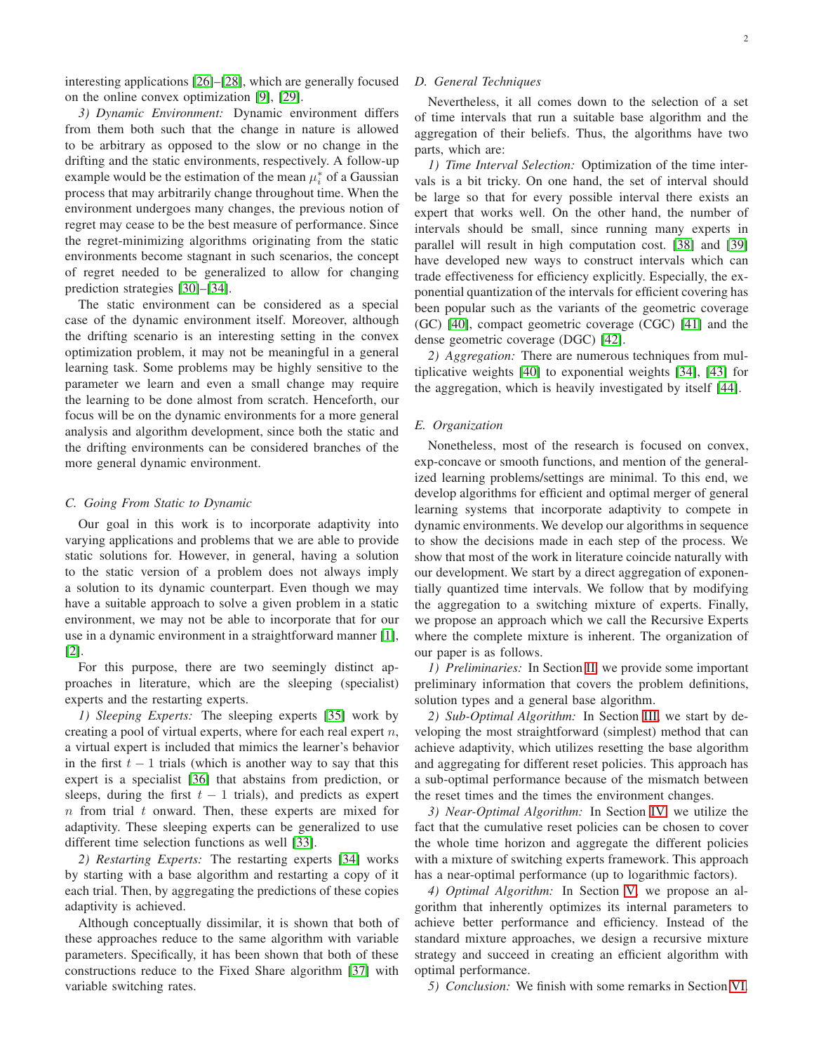interesting applications [26]–[28], which are generally focused on the online convex optimization [9], [29].

*3) Dynamic Environment:* Dynamic environment differs from them both such that the change in nature is allowed to be arbitrary as opposed to the slow or no change in the drifting and the static environments, respectively. A follow-up example would be the estimation of the mean $\mu_i^*$ of a Gaussian process that may arbitrarily change throughout time. When the environment undergoes many changes, the previous notion of regret may cease to be the best measure of performance. Since the regret-minimizing algorithms originating from the static environments become stagnant in such scenarios, the concept of regret needed to be generalized to allow for changing prediction strategies [30]–[34].

The static environment can be considered as a special case of the dynamic environment itself. Moreover, although the drifting scenario is an interesting setting in the convex optimization problem, it may not be meaningful in a general learning task. Some problems may be highly sensitive to the parameter we learn and even a small change may require the learning to be done almost from scratch. Henceforth, our focus will be on the dynamic environments for a more general analysis and algorithm development, since both the static and the drifting environments can be considered branches of the more general dynamic environment.

### C. Going From Static to Dynamic

Our goal in this work is to incorporate adaptivity into varying applications and problems that we are able to provide static solutions for. However, in general, having a solution to the static version of a problem does not always imply a solution to its dynamic counterpart. Even though we may have a suitable approach to solve a given problem in a static environment, we may not be able to incorporate that for our use in a dynamic environment in a straightforward manner [1], [2].

For this purpose, there are two seemingly distinct approaches in literature, which are the sleeping (specialist) experts and the restarting experts.

*1) Sleeping Experts:* The sleeping experts [35] work by creating a pool of virtual experts, where for each real expert $n$, a virtual expert is included that mimics the learner's behavior in the first $t-1$ trials (which is another way to say that this expert is a specialist [36] that abstains from prediction, or sleeps, during the first $t-1$ trials), and predicts as expert $n$ from trial $t$ onward. Then, these experts are mixed for adaptivity. These sleeping experts can be generalized to use different time selection functions as well [33].

*2) Restarting Experts:* The restarting experts [34] works by starting with a base algorithm and restarting a copy of it each trial. Then, by aggregating the predictions of these copies adaptivity is achieved.

Although conceptually dissimilar, it is shown that both of these approaches reduce to the same algorithm with variable parameters. Specifically, it has been shown that both of these constructions reduce to the Fixed Share algorithm [37] with variable switching rates.

### D. General Techniques

Nevertheless, it all comes down to the selection of a set of time intervals that run a suitable base algorithm and the aggregation of their beliefs. Thus, the algorithms have two parts, which are:

*1) Time Interval Selection:* Optimization of the time intervals is a bit tricky. On one hand, the set of interval should be large so that for every possible interval there exists an expert that works well. On the other hand, the number of intervals should be small, since running many experts in parallel will result in high computation cost. [38] and [39] have developed new ways to construct intervals which can trade effectiveness for efficiency explicitly. Especially, the exponential quantization of the intervals for efficient covering has been popular such as the variants of the geometric coverage (GC) [40], compact geometric coverage (CGC) [41] and the dense geometric coverage (DGC) [42].

*2) Aggregation:* There are numerous techniques from multiplicative weights [40] to exponential weights [34], [43] for the aggregation, which is heavily investigated by itself [44].

### E. Organization

Nonetheless, most of the research is focused on convex, exp-concave or smooth functions, and mention of the generalized learning problems/settings are minimal. To this end, we develop algorithms for efficient and optimal merger of general learning systems that incorporate adaptivity to compete in dynamic environments. We develop our algorithms in sequence to show the decisions made in each step of the process. We show that most of the work in literature coincide naturally with our development. We start by a direct aggregation of exponentially quantized time intervals. We follow that by modifying the aggregation to a switching mixture of experts. Finally, we propose an approach which we call the Recursive Experts where the complete mixture is inherent. The organization of our paper is as follows.

*1) Preliminaries:* In Section II, we provide some important preliminary information that covers the problem definitions, solution types and a general base algorithm.

*2) Sub-Optimal Algorithm:* In Section III, we start by developing the most straightforward (simplest) method that can achieve adaptivity, which utilizes resetting the base algorithm and aggregating for different reset policies. This approach has a sub-optimal performance because of the mismatch between the reset times and the times the environment changes.

*3) Near-Optimal Algorithm:* In Section IV, we utilize the fact that the cumulative reset policies can be chosen to cover the whole time horizon and aggregate the different policies with a mixture of switching experts framework. This approach has a near-optimal performance (up to logarithmic factors).

*4) Optimal Algorithm:* In Section V, we propose an algorithm that inherently optimizes its internal parameters to achieve better performance and efficiency. Instead of the standard mixture approaches, we design a recursive mixture strategy and succeed in creating an efficient algorithm with optimal performance.

*5) Conclusion:* We finish with some remarks in Section VI.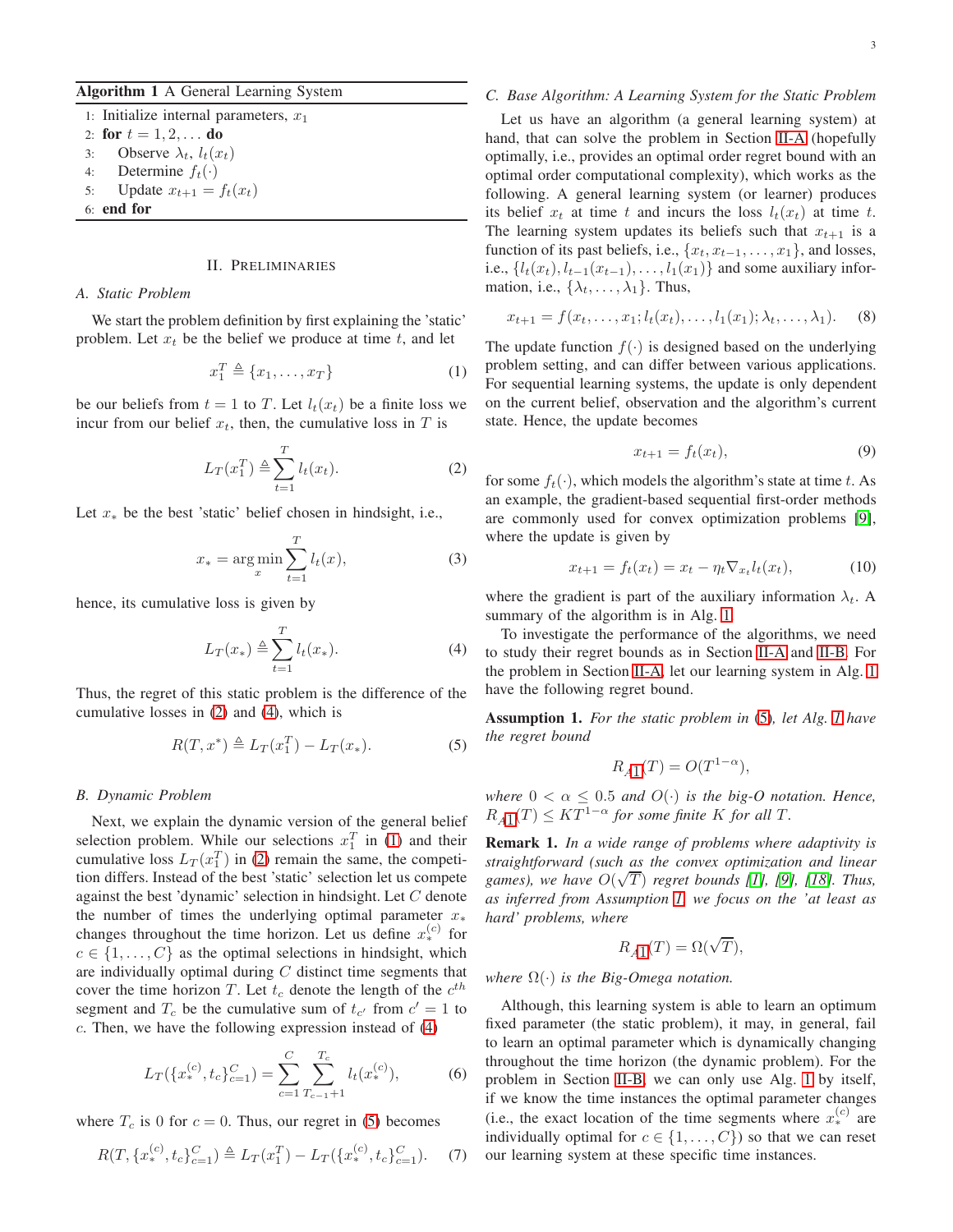**Algorithm 1** A General Learning System

```
1: Initialize internal parameters, x_1
2: for t = 1, 2, ... do
3:     Observe λ_t, l_t(x_t)
4:     Determine f_t(·)
5:     Update x_{t+1} = f_t(x_t)
6: end for
```

## II. Preliminaries

### A. Static Problem

We start the problem definition by first explaining the 'static' problem. Let $x_t$ be the belief we produce at time $t$, and let

$$x_1^T \triangleq \{x_1, \dots, x_T\} \tag{1}$$

be our beliefs from $t = 1$ to $T$. Let $l_t(x_t)$ be a finite loss we incur from our belief $x_t$, then, the cumulative loss in $T$ is

$$L_T(x_1^T) \triangleq \sum_{t=1}^{T} l_t(x_t). \tag{2}$$

Let $x_*$ be the best 'static' belief chosen in hindsight, i.e.,

$$x_* = \arg\min_x \sum_{t=1}^{T} l_t(x), \tag{3}$$

hence, its cumulative loss is given by

$$L_T(x_*) \triangleq \sum_{t=1}^{T} l_t(x_*). \tag{4}$$

Thus, the regret of this static problem is the difference of the cumulative losses in (2) and (4), which is

$$R(T, x^*) \triangleq L_T(x_1^T) - L_T(x_*). \tag{5}$$

### B. Dynamic Problem

Next, we explain the dynamic version of the general belief selection problem. While our selections $x_1^T$ in (1) and their cumulative loss $L_T(x_1^T)$ in (2) remain the same, the competition differs. Instead of the best 'static' selection let us compete against the best 'dynamic' selection in hindsight. Let $C$ denote the number of times the underlying optimal parameter $x_*$ changes throughout the time horizon. Let us define $x_*^{(c)}$ for $c \in \{1, \dots, C\}$ as the optimal selections in hindsight, which are individually optimal during $C$ distinct time segments that cover the time horizon $T$. Let $t_c$ denote the length of the $c^{th}$ segment and $T_c$ be the cumulative sum of $t_{c'}$ from $c' = 1$ to $c$. Then, we have the following expression instead of (4)

$$L_T(\{x_*^{(c)}, t_c\}_{c=1}^C) = \sum_{c=1}^{C} \sum_{T_{c-1}+1}^{T_c} l_t(x_*^{(c)}), \tag{6}$$

where $T_c$ is 0 for $c = 0$. Thus, our regret in (5) becomes

$$R(T, \{x_*^{(c)}, t_c\}_{c=1}^C) \triangleq L_T(x_1^T) - L_T(\{x_*^{(c)}, t_c\}_{c=1}^C). \tag{7}$$

### C. Base Algorithm: A Learning System for the Static Problem

Let us have an algorithm (a general learning system) at hand, that can solve the problem in Section II-A (hopefully optimally, i.e., provides an optimal order regret bound with an optimal order computational complexity), which works as the following. A general learning system (or learner) produces its belief $x_t$ at time $t$ and incurs the loss $l_t(x_t)$ at time $t$. The learning system updates its beliefs such that $x_{t+1}$ is a function of its past beliefs, i.e., $\{x_t, x_{t-1}, \dots, x_1\}$, and losses, i.e., $\{l_t(x_t), l_{t-1}(x_{t-1}), \dots, l_1(x_1)\}$ and some auxiliary information, i.e., $\{\lambda_t, \dots, \lambda_1\}$. Thus,

$$x_{t+1} = f(x_t, \dots, x_1; l_t(x_t), \dots, l_1(x_1); \lambda_t, \dots, \lambda_1). \tag{8}$$

The update function $f(\cdot)$ is designed based on the underlying problem setting, and can differ between various applications. For sequential learning systems, the update is only dependent on the current belief, observation and the algorithm's current state. Hence, the update becomes

$$x_{t+1} = f_t(x_t), \tag{9}$$

for some $f_t(\cdot)$, which models the algorithm's state at time $t$. As an example, the gradient-based sequential first-order methods are commonly used for convex optimization problems [9], where the update is given by

$$x_{t+1} = f_t(x_t) = x_t - \eta_t \nabla_{x_t} l_t(x_t), \tag{10}$$

where the gradient is part of the auxiliary information $\lambda_t$. A summary of the algorithm is in Alg. 1.

To investigate the performance of the algorithms, we need to study their regret bounds as in Section II-A and II-B. For the problem in Section II-A, let our learning system in Alg. 1 have the following regret bound.

**Assumption 1.** *For the static problem in (5), let Alg. 1 have the regret bound*

$$R_{A1}(T) = O(T^{1-\alpha}),$$

*where $0 < \alpha \leq 0.5$ and $O(\cdot)$ is the big-O notation. Hence, $R_{A1}(T) \leq KT^{1-\alpha}$ for some finite $K$ for all $T$.*

**Remark 1.** *In a wide range of problems where adaptivity is straightforward (such as the convex optimization and linear games), we have $O(\sqrt{T})$ regret bounds [1], [9], [18]. Thus, as inferred from Assumption 1, we focus on the 'at least as hard' problems, where*

$$R_{A1}(T) = \Omega(\sqrt{T}),$$

*where $\Omega(\cdot)$ is the Big-Omega notation.*

Although, this learning system is able to learn an optimum fixed parameter (the static problem), it may, in general, fail to learn an optimal parameter which is dynamically changing throughout the time horizon (the dynamic problem). For the problem in Section II-B, we can only use Alg. 1 by itself, if we know the time instances the optimal parameter changes (i.e., the exact location of the time segments where $x_*^{(c)}$ are individually optimal for $c \in \{1, \dots, C\}$) so that we can reset our learning system at these specific time instances.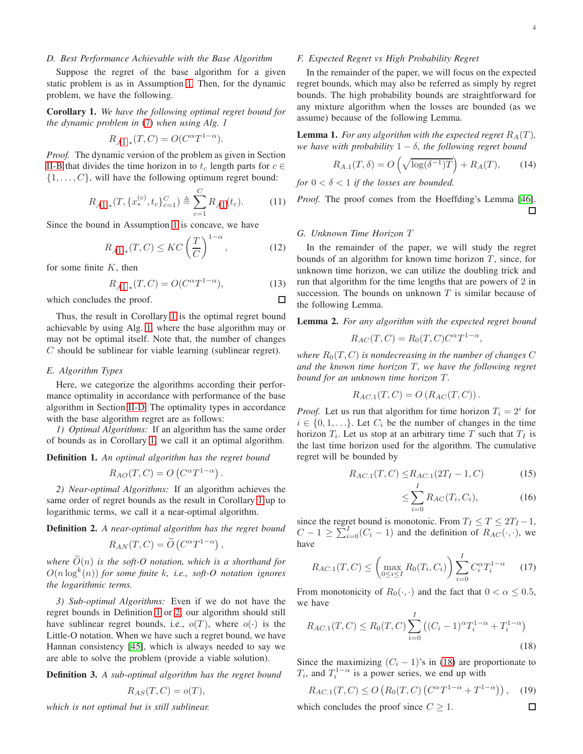### D. Best Performance Achievable with the Base Algorithm

Suppose the regret of the base algorithm for a given static problem is as in Assumption 1. Then, for the dynamic problem, we have the following.

**Corollary 1.** *We have the following optimal regret bound for the dynamic problem in (7) when using Alg. 1*

$$R_{A1*}(T,C) = O(C^{\alpha}T^{1-\alpha}).$$

*Proof.* The dynamic version of the problem as given in Section II-B that divides the time horizon in to $t_c$ length parts for $c \in \{1,\ldots,C\}$, will have the following optimum regret bound:

$$R_{A1*}(T,\{x_*^{(c)},t_c\}_{c=1}^{C}) \triangleq \sum_{c=1}^{C} R_{A1}(t_c). \tag{11}$$

Since the bound in Assumption 1 is concave, we have

$$R_{A1*}(T,C) \leq KC\left(\frac{T}{C}\right)^{1-\alpha}, \tag{12}$$

for some finite $K$, then

$$R_{A1*}(T,C) = O(C^{\alpha}T^{1-\alpha}), \tag{13}$$

which concludes the proof. □

Thus, the result in Corollary 1 is the optimal regret bound achievable by using Alg. 1, where the base algorithm may or may not be optimal itself. Note that, the number of changes $C$ should be sublinear for viable learning (sublinear regret).

### E. Algorithm Types

Here, we categorize the algorithms according their performance optimality in accordance with performance of the base algorithm in Section II-D. The optimality types in accordance with the base algorithm regret are as follows:

*1) Optimal Algorithms:* If an algorithm has the same order of bounds as in Corollary 1, we call it an optimal algorithm.

**Definition 1.** *An optimal algorithm has the regret bound*

$$R_{AO}(T,C) = O\left(C^{\alpha}T^{1-\alpha}\right).$$

*2) Near-optimal Algorithms:* If an algorithm achieves the same order of regret bounds as the result in Corollary 1 up to logarithmic terms, we call it a near-optimal algorithm.

**Definition 2.** *A near-optimal algorithm has the regret bound*

$$R_{AN}(T,C) = \widetilde{O}\left(C^{\alpha}T^{1-\alpha}\right),$$

*where $\widetilde{O}(n)$ is the soft-O notation, which is a shorthand for $O(n\log^k(n))$ for some finite $k$, i.e., soft-O notation ignores the logarithmic terms.*

*3) Sub-optimal Algorithms:* Even if we do not have the regret bounds in Definition 1 or 2, our algorithm should still have sublinear regret bounds, i.e., $o(T)$, where $o(\cdot)$ is the Little-O notation. When we have such a regret bound, we have Hannan consistency [45], which is always needed to say we are able to solve the problem (provide a viable solution).

**Definition 3.** *A sub-optimal algorithm has the regret bound*

$$R_{AS}(T,C) = o(T),$$

*which is not optimal but is still sublinear.*

### F. Expected Regret vs High Probability Regret

In the remainder of the paper, we will focus on the expected regret bounds, which may also be referred as simply by regret bounds. The high probability bounds are straightforward for any mixture algorithm when the losses are bounded (as we assume) because of the following Lemma.

**Lemma 1.** *For any algorithm with the expected regret $R_A(T)$, we have with probability $1-\delta$, the following regret bound*

$$R_{A.1}(T,\delta) = O\left(\sqrt{\log(\delta^{-1})T}\right) + R_A(T), \tag{14}$$

*for $0<\delta<1$ if the losses are bounded.*

*Proof.* The proof comes from the Hoeffding's Lemma [46]. □

### G. Unknown Time Horizon $T$

In the remainder of the paper, we will study the regret bounds of an algorithm for known time horizon $T$, since, for unknown time horizon, we can utilize the doubling trick and run that algorithm for the time lengths that are powers of 2 in succession. The bounds on unknown $T$ is similar because of the following Lemma.

**Lemma 2.** *For any algorithm with the expected regret bound*

$$R_{AC}(T,C) = R_0(T,C)C^{\alpha}T^{1-\alpha},$$

*where $R_0(T,C)$ is nondecreasing in the number of changes $C$ and the known time horizon $T$, we have the following regret bound for an unknown time horizon $T$.*

$$R_{AC.1}(T,C) = O\left(R_{AC}(T,C)\right).$$

*Proof.* Let us run that algorithm for time horizon $T_i = 2^i$ for $i \in \{0,1,\ldots\}$. Let $C_i$ be the number of changes in the time horizon $T_i$. Let us stop at an arbitrary time $T$ such that $T_I$ is the last time horizon used for the algorithm. The cumulative regret will be bounded by

$$R_{AC.1}(T,C) \leq R_{AC.1}(2T_I-1,C) \tag{15}$$

$$\leq \sum_{i=0}^{I} R_{AC}(T_i,C_i), \tag{16}$$

since the regret bound is monotonic. From $T_I \leq T \leq 2T_I - 1$, $C-1 \geq \sum_{i=0}^{I}(C_i-1)$ and the definition of $R_{AC}(\cdot,\cdot)$, we have

$$R_{AC.1}(T,C) \leq \left(\max_{0\leq i\leq I} R_0(T_i,C_i)\right)\sum_{i=0}^{I} C_i^{\alpha}T_i^{1-\alpha} \tag{17}$$

From monotonicity of $R_0(\cdot,\cdot)$ and the fact that $0<\alpha\leq 0.5$, we have

$$R_{AC.1}(T,C) \leq R_0(T,C)\sum_{i=0}^{I}\left((C_i-1)^{\alpha}T_i^{1-\alpha} + T_i^{1-\alpha}\right) \tag{18}$$

Since the maximizing $(C_i-1)$'s in (18) are proportionate to $T_i$, and $T_i^{1-\alpha}$ is a power series, we end up with

$$R_{AC.1}(T,C) \leq O\left(R_0(T,C)\left(C^{\alpha}T^{1-\alpha} + T^{1-\alpha}\right)\right), \tag{19}$$

which concludes the proof since $C \geq 1$. □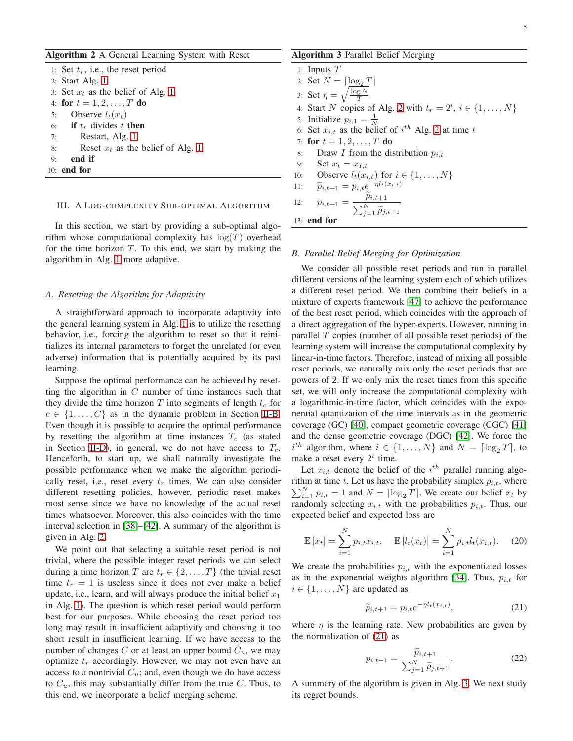**Algorithm 2** A General Learning System with Reset

```
1:  Set t_r, i.e., the reset period
2:  Start Alg. 1
3:  Set x_t as the belief of Alg. 1
4:  for t = 1, 2, ..., T do
5:      Observe l_t(x_t)
6:      if t_r divides t then
7:          Restart, Alg. 1
8:          Reset x_t as the belief of Alg. 1
9:      end if
10: end for
```

## III. A Log-Complexity Sub-optimal Algorithm

In this section, we start by providing a sub-optimal algorithm whose computational complexity has $\log(T)$ overhead for the time horizon $T$. To this end, we start by making the algorithm in Alg. 1 more adaptive.

### A. Resetting the Algorithm for Adaptivity

A straightforward approach to incorporate adaptivity into the general learning system in Alg. 1 is to utilize the resetting behavior, i.e., forcing the algorithm to reset so that it reinitializes its internal parameters to forget the unrelated (or even adverse) information that is potentially acquired by its past learning.

Suppose the optimal performance can be achieved by resetting the algorithm in $C$ number of time instances such that they divide the time horizon $T$ into segments of length $t_c$ for $c \in \{1, \dots, C\}$ as in the dynamic problem in Section II-B. Even though it is possible to acquire the optimal performance by resetting the algorithm at time instances $T_c$ (as stated in Section II-D), in general, we do not have access to $T_c$. Henceforth, to start up, we shall naturally investigate the possible performance when we make the algorithm periodically reset, i.e., reset every $t_r$ times. We can also consider different resetting policies, however, periodic reset makes most sense since we have no knowledge of the actual reset times whatsoever. Moreover, this also coincides with the time interval selection in [38]–[42]. A summary of the algorithm is given in Alg. 2.

We point out that selecting a suitable reset period is not trivial, where the possible integer reset periods we can select during a time horizon $T$ are $t_r \in \{2, \dots, T\}$ (the trivial reset time $t_r = 1$ is useless since it does not ever make a belief update, i.e., learn, and will always produce the initial belief $x_1$ in Alg. 1). The question is which reset period would perform best for our purposes. While choosing the reset period too long may result in insufficient adaptivity and choosing it too short result in insufficient learning. If we have access to the number of changes $C$ or at least an upper bound $C_u$, we may optimize $t_r$ accordingly. However, we may not even have an access to a nontrivial $C_u$; and, even though we do have access to $C_u$, this may substantially differ from the true $C$. Thus, to this end, we incorporate a belief merging scheme.

**Algorithm 3** Parallel Belief Merging

```
1:  Inputs T
2:  Set N = ⌈log_2 T⌉
3:  Set η = sqrt(log N / T)
4:  Start N copies of Alg. 2 with t_r = 2^i, i ∈ {1, ..., N}
5:  Initialize p_{i,1} = 1/N
6:  Set x_{i,t} as the belief of i^th Alg. 2 at time t
7:  for t = 1, 2, ..., T do
8:      Draw I from the distribution p_{i,t}
9:      Set x_t = x_{I,t}
10:     Observe l_t(x_{i,t}) for i ∈ {1, ..., N}
11:     p~_{i,t+1} = p_{i,t} e^{-η l_t(x_{i,t})}
12:     p_{i,t+1} = p~_{i,t+1} / Σ_{j=1}^N p~_{j,t+1}
13: end for
```

### B. Parallel Belief Merging for Optimization

We consider all possible reset periods and run in parallel different versions of the learning system each of which utilizes a different reset period. We then combine their beliefs in a mixture of experts framework [47] to achieve the performance of the best reset period, which coincides with the approach of a direct aggregation of the hyper-experts. However, running in parallel $T$ copies (number of all possible reset periods) of the learning system will increase the computational complexity by linear-in-time factors. Therefore, instead of mixing all possible reset periods, we naturally mix only the reset periods that are powers of 2. If we only mix the reset times from this specific set, we will only increase the computational complexity with a logarithmic-in-time factor, which coincides with the exponential quantization of the time intervals as in the geometric coverage (GC) [40], compact geometric coverage (CGC) [41] and the dense geometric coverage (DGC) [42]. We force the $i^{th}$ algorithm, where $i \in \{1, \dots, N\}$ and $N = \lceil \log_2 T \rceil$, to make a reset every $2^i$ time.

Let $x_{i,t}$ denote the belief of the $i^{th}$ parallel running algorithm at time $t$. Let us have the probability simplex $p_{i,t}$, where $\sum_{i=1}^{N} p_{i,t} = 1$ and $N = \lceil \log_2 T \rceil$. We create our belief $x_t$ by randomly selecting $x_{i,t}$ with the probabilities $p_{i,t}$. Thus, our expected belief and expected loss are

$$\mathbb{E}[x_t] = \sum_{i=1}^{N} p_{i,t} x_{i,t}, \quad \mathbb{E}[l_t(x_t)] = \sum_{i=1}^{N} p_{i,t} l_t(x_{i,t}). \tag{20}$$

We create the probabilities $p_{i,t}$ with the exponentiated losses as in the exponential weights algorithm [34]. Thus, $p_{i,t}$ for $i \in \{1, \dots, N\}$ are updated as

$$\tilde{p}_{i,t+1} = p_{i,t} e^{-\eta l_t(x_{i,t})}, \tag{21}$$

where $\eta$ is the learning rate. New probabilities are given by the normalization of (21) as

$$p_{i,t+1} = \frac{\tilde{p}_{i,t+1}}{\sum_{j=1}^{N} \tilde{p}_{j,t+1}}. \tag{22}$$

A summary of the algorithm is given in Alg. 3. We next study its regret bounds.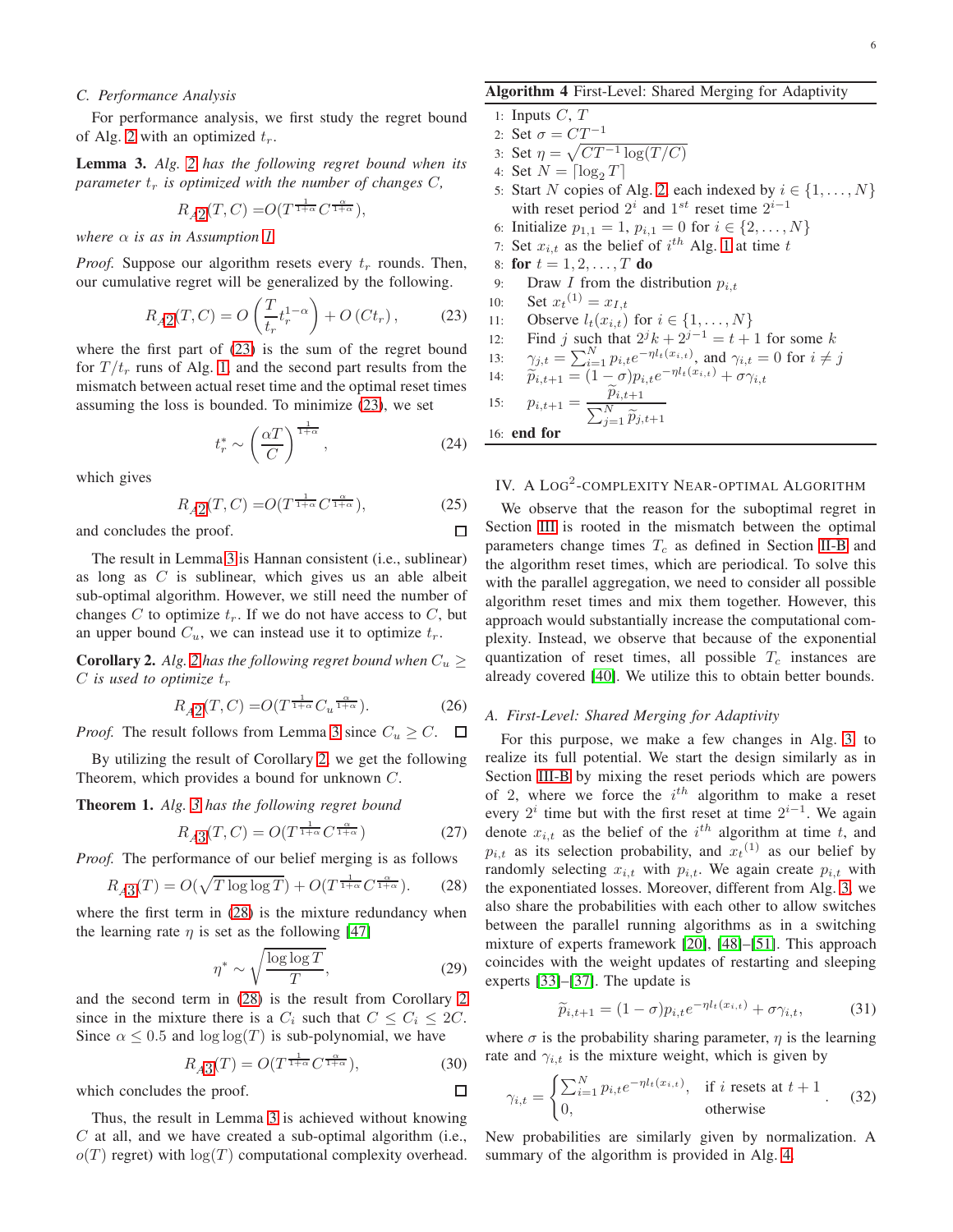### C. Performance Analysis

For performance analysis, we first study the regret bound of Alg. 2 with an optimized $t_r$.

**Lemma 3.** *Alg. 2 has the following regret bound when its parameter $t_r$ is optimized with the number of changes $C$,*

$$R_{A2}(T, C) = O(T^{\frac{1}{1+\alpha}} C^{\frac{\alpha}{1+\alpha}}),$$

*where $\alpha$ is as in Assumption 1.*

*Proof.* Suppose our algorithm resets every $t_r$ rounds. Then, our cumulative regret will be generalized by the following.

$$R_{A2}(T, C) = O\left(\frac{T}{t_r} t_r^{1-\alpha}\right) + O\left(Ct_r\right), \tag{23}$$

where the first part of (23) is the sum of the regret bound for $T/t_r$ runs of Alg. 1, and the second part results from the mismatch between actual reset time and the optimal reset times assuming the loss is bounded. To minimize (23), we set

$$t_r^* \sim \left(\frac{\alpha T}{C}\right)^{\frac{1}{1+\alpha}}, \tag{24}$$

which gives

$$R_{A2}(T, C) = O(T^{\frac{1}{1+\alpha}} C^{\frac{\alpha}{1+\alpha}}), \tag{25}$$

and concludes the proof. $\square$

The result in Lemma 3 is Hannan consistent (i.e., sublinear) as long as $C$ is sublinear, which gives us an able albeit sub-optimal algorithm. However, we still need the number of changes $C$ to optimize $t_r$. If we do not have access to $C$, but an upper bound $C_u$, we can instead use it to optimize $t_r$.

**Corollary 2.** *Alg. 2 has the following regret bound when $C_u \geq C$ is used to optimize $t_r$*

$$R_{A2}(T, C) = O(T^{\frac{1}{1+\alpha}} C_u^{\frac{\alpha}{1+\alpha}}). \tag{26}$$

*Proof.* The result follows from Lemma 3 since $C_u \geq C$. $\square$

By utilizing the result of Corollary 2, we get the following Theorem, which provides a bound for unknown $C$.

**Theorem 1.** *Alg. 3 has the following regret bound*

$$R_{A3}(T, C) = O(T^{\frac{1}{1+\alpha}} C^{\frac{\alpha}{1+\alpha}}) \tag{27}$$

*Proof.* The performance of our belief merging is as follows

$$R_{A3}(T) = O(\sqrt{T \log\log T}) + O(T^{\frac{1}{1+\alpha}} C^{\frac{\alpha}{1+\alpha}}). \tag{28}$$

where the first term in (28) is the mixture redundancy when the learning rate $\eta$ is set as the following [47]

$$\eta^* \sim \sqrt{\frac{\log\log T}{T}}, \tag{29}$$

and the second term in (28) is the result from Corollary 2 since in the mixture there is a $C_i$ such that $C \leq C_i \leq 2C$. Since $\alpha \leq 0.5$ and $\log\log(T)$ is sub-polynomial, we have

$$R_{A3}(T) = O(T^{\frac{1}{1+\alpha}} C^{\frac{\alpha}{1+\alpha}}), \tag{30}$$

which concludes the proof. $\square$

Thus, the result in Lemma 3 is achieved without knowing $C$ at all, and we have created a sub-optimal algorithm (i.e., $o(T)$ regret) with $\log(T)$ computational complexity overhead.

**Algorithm 4** First-Level: Shared Merging for Adaptivity

```
1:  Inputs C, T
2:  Set σ = CT^{-1}
3:  Set η = sqrt(CT^{-1} log(T/C))
4:  Set N = ⌈log_2 T⌉
5:  Start N copies of Alg. 2, each indexed by i ∈ {1, ..., N}
    with reset period 2^i and 1^st reset time 2^{i-1}
6:  Initialize p_{1,1} = 1, p_{i,1} = 0 for i ∈ {2, ..., N}
7:  Set x_{i,t} as the belief of i^th Alg. 1 at time t
8:  for t = 1, 2, ..., T do
9:      Draw I from the distribution p_{i,t}
10:     Set x_t^(1) = x_{I,t}
11:     Observe l_t(x_{i,t}) for i ∈ {1, ..., N}
12:     Find j such that 2^j k + 2^{j-1} = t + 1 for some k
13:     γ_{j,t} = Σ_{i=1}^N p_{i,t} e^{-η l_t(x_{i,t})}, and γ_{i,t} = 0 for i ≠ j
14:     p̃_{i,t+1} = (1 − σ) p_{i,t} e^{-η l_t(x_{i,t})} + σ γ_{i,t}
15:     p_{i,t+1} = p̃_{i,t+1} / Σ_{j=1}^N p̃_{j,t+1}
16: end for
```

## IV. A Log$^2$-complexity Near-optimal Algorithm

We observe that the reason for the suboptimal regret in Section III is rooted in the mismatch between the optimal parameters change times $T_c$ as defined in Section II-B and the algorithm reset times, which are periodical. To solve this with the parallel aggregation, we need to consider all possible algorithm reset times and mix them together. However, this approach would substantially increase the computational complexity. Instead, we observe that because of the exponential quantization of reset times, all possible $T_c$ instances are already covered [40]. We utilize this to obtain better bounds.

### A. First-Level: Shared Merging for Adaptivity

For this purpose, we make a few changes in Alg. 3 to realize its full potential. We start the design similarly as in Section III-B by mixing the reset periods which are powers of 2, where we force the $i^{th}$ algorithm to make a reset every $2^i$ time but with the first reset at time $2^{i-1}$. We again denote $x_{i,t}$ as the belief of the $i^{th}$ algorithm at time $t$, and $p_{i,t}$ as its selection probability, and $x_t^{(1)}$ as our belief by randomly selecting $x_{i,t}$ with $p_{i,t}$. We again create $p_{i,t}$ with the exponentiated losses. Moreover, different from Alg. 3, we also share the probabilities with each other to allow switches between the parallel running algorithms as in a switching mixture of experts framework [20], [48]–[51]. This approach coincides with the weight updates of restarting and sleeping experts [33]–[37]. The update is

$$\widetilde{p}_{i,t+1} = (1-\sigma) p_{i,t} e^{-\eta l_t(x_{i,t})} + \sigma \gamma_{i,t}, \tag{31}$$

where $\sigma$ is the probability sharing parameter, $\eta$ is the learning rate and $\gamma_{i,t}$ is the mixture weight, which is given by

$$\gamma_{i,t} = \begin{cases} \sum_{i=1}^{N} p_{i,t} e^{-\eta l_t(x_{i,t})}, & \text{if } i \text{ resets at } t+1 \\ 0, & \text{otherwise} \end{cases}. \tag{32}$$

New probabilities are similarly given by normalization. A summary of the algorithm is provided in Alg. 4.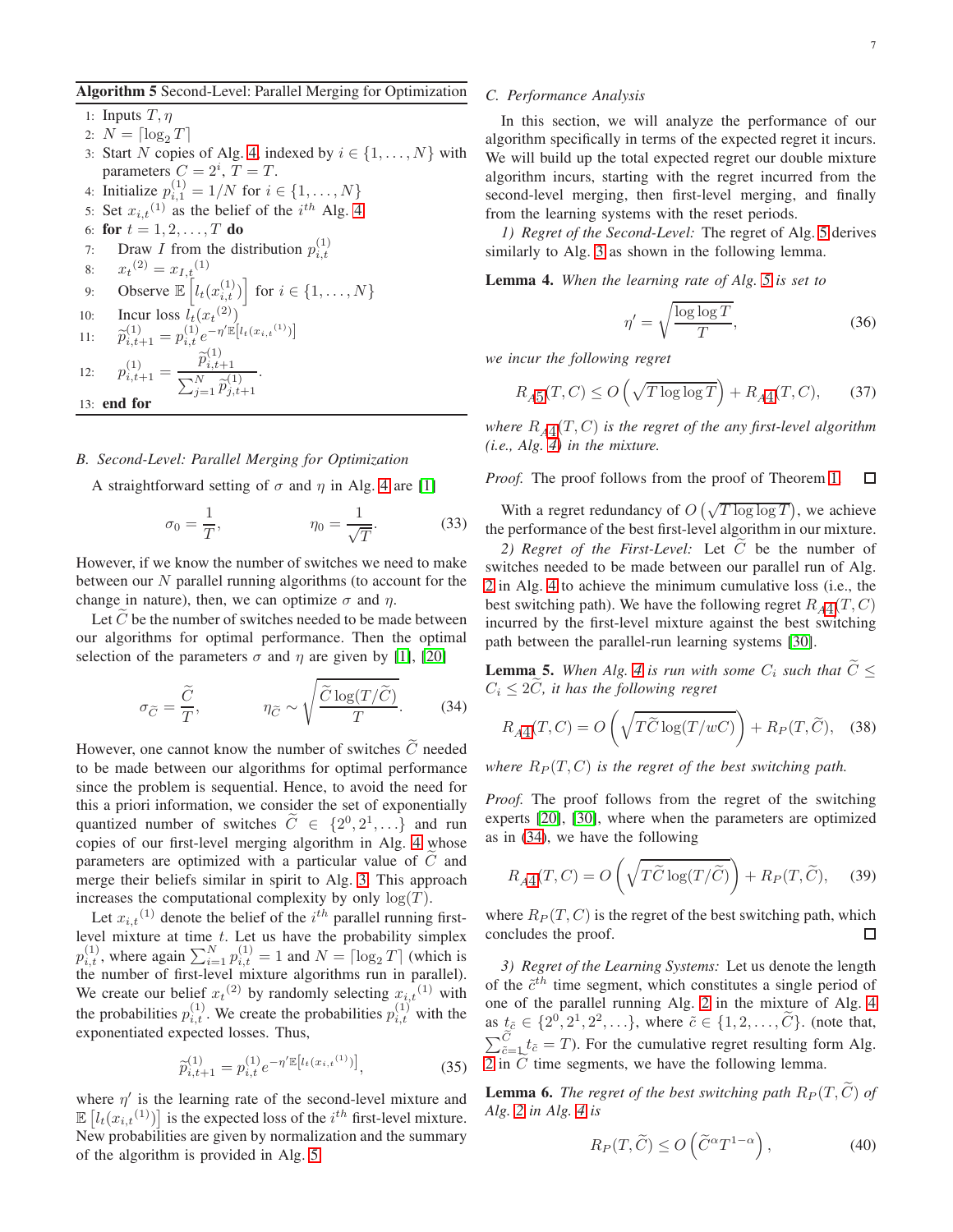**Algorithm 5** Second-Level: Parallel Merging for Optimization

1: Inputs $T, \eta$
2: $N = \lceil \log_2 T \rceil$
3: Start $N$ copies of Alg. 4, indexed by $i \in \{1, \ldots, N\}$ with parameters $C = 2^i$, $T = T$.
4: Initialize $p_{i,1}^{(1)} = 1/N$ for $i \in \{1, \ldots, N\}$
5: Set $x_{i,t}{}^{(1)}$ as the belief of the $i^{th}$ Alg. 4
6: **for** $t = 1, 2, \ldots, T$ **do**
7: Draw $I$ from the distribution $p_{i,t}^{(1)}$
8: $x_t{}^{(2)} = x_{I,t}{}^{(1)}$
9: Observe $\mathbb{E}\left[l_t(x_{i,t}^{(1)})\right]$ for $i \in \{1, \ldots, N\}$
10: Incur loss $l_t(x_t{}^{(2)})$
11: $\widetilde{p}_{i,t+1}^{(1)} = p_{i,t}^{(1)} e^{-\eta' \mathbb{E}\left[l_t(x_{i,t}{}^{(1)})\right]}$
12: $p_{i,t+1}^{(1)} = \dfrac{\widetilde{p}_{i,t+1}^{(1)}}{\sum_{j=1}^{N} \widetilde{p}_{j,t+1}^{(1)}}$.
13: **end for**

### B. Second-Level: Parallel Merging for Optimization

A straightforward setting of $\sigma$ and $\eta$ in Alg. 4 are [1]

$$\sigma_0 = \frac{1}{T}, \qquad \eta_0 = \frac{1}{\sqrt{T}}. \tag{33}$$

However, if we know the number of switches we need to make between our $N$ parallel running algorithms (to account for the change in nature), then, we can optimize $\sigma$ and $\eta$.

Let $\widetilde{C}$ be the number of switches needed to be made between our algorithms for optimal performance. Then the optimal selection of the parameters $\sigma$ and $\eta$ are given by [1], [20]

$$\sigma_{\widetilde{C}} = \frac{\widetilde{C}}{T}, \qquad \eta_{\widetilde{C}} \sim \sqrt{\frac{\widetilde{C}\log(T/\widetilde{C})}{T}}. \tag{34}$$

However, one cannot know the number of switches $\widetilde{C}$ needed to be made between our algorithms for optimal performance since the problem is sequential. Hence, to avoid the need for this a priori information, we consider the set of exponentially quantized number of switches $\widetilde{C} \in \{2^0, 2^1, \ldots\}$ and run copies of our first-level merging algorithm in Alg. 4 whose parameters are optimized with a particular value of $\widetilde{C}$ and merge their beliefs similar in spirit to Alg. 3. This approach increases the computational complexity by only $\log(T)$.

Let $x_{i,t}{}^{(1)}$ denote the belief of the $i^{th}$ parallel running first-level mixture at time $t$. Let us have the probability simplex $p_{i,t}^{(1)}$, where again $\sum_{i=1}^{N} p_{i,t}^{(1)} = 1$ and $N = \lceil \log_2 T \rceil$ (which is the number of first-level mixture algorithms run in parallel). We create our belief $x_t{}^{(2)}$ by randomly selecting $x_{i,t}{}^{(1)}$ with the probabilities $p_{i,t}^{(1)}$. We create the probabilities $p_{i,t}^{(1)}$ with the exponentiated expected losses. Thus,

$$\widetilde{p}_{i,t+1}^{(1)} = p_{i,t}^{(1)} e^{-\eta' \mathbb{E}\left[l_t(x_{i,t}{}^{(1)})\right]}, \tag{35}$$

where $\eta'$ is the learning rate of the second-level mixture and $\mathbb{E}\left[l_t(x_{i,t}{}^{(1)})\right]$ is the expected loss of the $i^{th}$ first-level mixture. New probabilities are given by normalization and the summary of the algorithm is provided in Alg. 5.

### C. Performance Analysis

In this section, we will analyze the performance of our algorithm specifically in terms of the expected regret it incurs. We will build up the total expected regret our double mixture algorithm incurs, starting with the regret incurred from the second-level merging, then first-level merging, and finally from the learning systems with the reset periods.

*1) Regret of the Second-Level:* The regret of Alg. 5 derives similarly to Alg. 3 as shown in the following lemma.

**Lemma 4.** *When the learning rate of Alg. 5 is set to*

$$\eta' = \sqrt{\frac{\log\log T}{T}}, \tag{36}$$

*we incur the following regret*

$$R_{A5}(T, C) \leq O\left(\sqrt{T \log\log T}\right) + R_{A4}(T, C), \tag{37}$$

*where $R_{A4}(T, C)$ is the regret of the any first-level algorithm (i.e., Alg. 4) in the mixture.*

*Proof.* The proof follows from the proof of Theorem 1. $\square$

With a regret redundancy of $O\left(\sqrt{T \log\log T}\right)$, we achieve the performance of the best first-level algorithm in our mixture.

*2) Regret of the First-Level:* Let $\widetilde{C}$ be the number of switches needed to be made between our parallel run of Alg. 2 in Alg. 4 to achieve the minimum cumulative loss (i.e., the best switching path). We have the following regret $R_{A4}(T, C)$ incurred by the first-level mixture against the best switching path between the parallel-run learning systems [30].

**Lemma 5.** *When Alg. 4 is run with some $C_i$ such that $\widetilde{C} \leq C_i \leq 2\widetilde{C}$, it has the following regret*

$$R_{A4}(T, C) = O\left(\sqrt{T\widetilde{C}\log(T/wC)}\right) + R_P(T, \widetilde{C}), \tag{38}$$

*where $R_P(T, C)$ is the regret of the best switching path.*

*Proof.* The proof follows from the regret of the switching experts [20], [30], where when the parameters are optimized as in (34), we have the following

$$R_{A4}(T, C) = O\left(\sqrt{T\widetilde{C}\log(T/\widetilde{C})}\right) + R_P(T, \widetilde{C}), \tag{39}$$

where $R_P(T, C)$ is the regret of the best switching path, which concludes the proof. $\square$

*3) Regret of the Learning Systems:* Let us denote the length of the $\tilde{c}^{th}$ time segment, which constitutes a single period of one of the parallel running Alg. 2 in the mixture of Alg. 4 as $t_{\tilde{c}} \in \{2^0, 2^1, 2^2, \ldots\}$, where $\tilde{c} \in \{1, 2, \ldots, \widetilde{C}\}$. (note that, $\sum_{\tilde{c}=1}^{\widetilde{C}} t_{\tilde{c}} = T$). For the cumulative regret resulting form Alg. 2 in $\widetilde{C}$ time segments, we have the following lemma.

**Lemma 6.** *The regret of the best switching path $R_P(T, \widetilde{C})$ of Alg. 2 in Alg. 4 is*

$$R_P(T, \widetilde{C}) \leq O\left(\widetilde{C}^{\alpha} T^{1-\alpha}\right), \tag{40}$$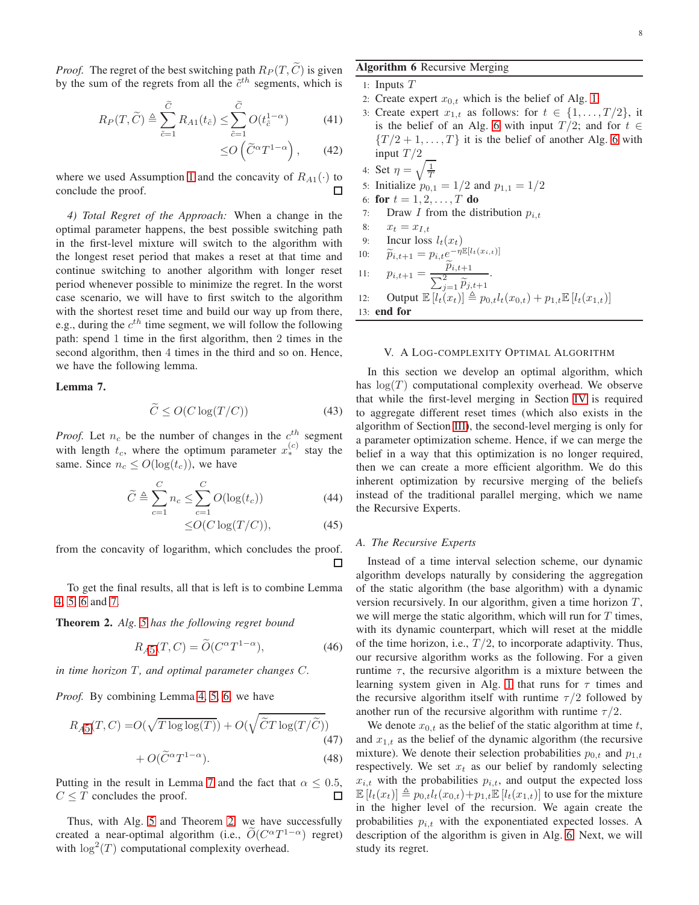*Proof.* The regret of the best switching path $R_P(T, \widetilde{C})$ is given by the sum of the regrets from all the $\tilde{c}^{th}$ segments, which is

$$R_P(T, \widetilde{C}) \triangleq \sum_{\tilde{c}=1}^{\widetilde{C}} R_{A1}(t_{\tilde{c}}) \leq \sum_{\tilde{c}=1}^{\widetilde{C}} O(t_{\tilde{c}}^{1-\alpha}) \tag{41}$$

$$\leq O\left(\widetilde{C}^{\alpha} T^{1-\alpha}\right), \tag{42}$$

where we used Assumption 1 and the concavity of $R_{A1}(\cdot)$ to conclude the proof. □

*4) Total Regret of the Approach:* When a change in the optimal parameter happens, the best possible switching path in the first-level mixture will switch to the algorithm with the longest reset period that makes a reset at that time and continue switching to another algorithm with longer reset period whenever possible to minimize the regret. In the worst case scenario, we will have to first switch to the algorithm with the shortest reset time and build our way up from there, e.g., during the $c^{th}$ time segment, we will follow the following path: spend 1 time in the first algorithm, then 2 times in the second algorithm, then 4 times in the third and so on. Hence, we have the following lemma.

**Lemma 7.**

$$\widetilde{C} \leq O(C \log(T/C)) \tag{43}$$

*Proof.* Let $n_c$ be the number of changes in the $c^{th}$ segment with length $t_c$, where the optimum parameter $x_*^{(c)}$ stay the same. Since $n_c \leq O(\log(t_c))$, we have

$$\widetilde{C} \triangleq \sum_{c=1}^{C} n_c \leq \sum_{c=1}^{C} O(\log(t_c)) \tag{44}$$

$$\leq O(C \log(T/C)), \tag{45}$$

from the concavity of logarithm, which concludes the proof. □

To get the final results, all that is left is to combine Lemma 4, 5, 6 and 7.

**Theorem 2.** *Alg. 5 has the following regret bound*

$$R_{A5}(T, C) = \widetilde{O}(C^{\alpha} T^{1-\alpha}), \tag{46}$$

*in time horizon $T$, and optimal parameter changes $C$.*

*Proof.* By combining Lemma 4, 5, 6, we have

$$R_{A5}(T, C) = O(\sqrt{T \log\log(T)}) + O(\sqrt{\widetilde{C} T \log(T/\widetilde{C})}) \tag{47}$$

$$+ O(\widetilde{C}^{\alpha} T^{1-\alpha}). \tag{48}$$

Putting in the result in Lemma 7 and the fact that $\alpha \leq 0.5$, $C \leq T$ concludes the proof. □

Thus, with Alg. 5 and Theorem 2, we have successfully created a near-optimal algorithm (i.e., $\widetilde{O}(C^{\alpha} T^{1-\alpha})$ regret) with $\log^2(T)$ computational complexity overhead.

**Algorithm 6** Recursive Merging

1: Inputs $T$
2: Create expert $x_{0,t}$ which is the belief of Alg. 1
3: Create expert $x_{1,t}$ as follows: for $t \in \{1, \ldots, T/2\}$, it is the belief of an Alg. 6 with input $T/2$; and for $t \in \{T/2+1, \ldots, T\}$ it is the belief of another Alg. 6 with input $T/2$
4: Set $\eta = \sqrt{\frac{1}{T}}$
5: Initialize $p_{0,1} = 1/2$ and $p_{1,1} = 1/2$
6: **for** $t = 1, 2, \ldots, T$ **do**
7: Draw $I$ from the distribution $p_{i,t}$
8: $x_t = x_{I,t}$
9: Incur loss $l_t(x_t)$
10: $\widetilde{p}_{i,t+1} = p_{i,t} e^{-\eta \mathbb{E}[l_t(x_{i,t})]}$
11: $p_{i,t+1} = \dfrac{\widetilde{p}_{i,t+1}}{\sum_{j=1}^{2} \widetilde{p}_{j,t+1}}$.
12: Output $\mathbb{E}[l_t(x_t)] \triangleq p_{0,t} l_t(x_{0,t}) + p_{1,t} \mathbb{E}[l_t(x_{1,t})]$
13: **end for**

## V. A Log-Complexity Optimal Algorithm

In this section we develop an optimal algorithm, which has $\log(T)$ computational complexity overhead. We observe that while the first-level merging in Section IV is required to aggregate different reset times (which also exists in the algorithm of Section III), the second-level merging is only for a parameter optimization scheme. Hence, if we can merge the belief in a way that this optimization is no longer required, then we can create a more efficient algorithm. We do this inherent optimization by recursive merging of the beliefs instead of the traditional parallel merging, which we name the Recursive Experts.

### A. The Recursive Experts

Instead of a time interval selection scheme, our dynamic algorithm develops naturally by considering the aggregation of the static algorithm (the base algorithm) with a dynamic version recursively. In our algorithm, given a time horizon $T$, we will merge the static algorithm, which will run for $T$ times, with its dynamic counterpart, which will reset at the middle of the time horizon, i.e., $T/2$, to incorporate adaptivity. Thus, our recursive algorithm works as the following. For a given runtime $\tau$, the recursive algorithm is a mixture between the learning system given in Alg. 1 that runs for $\tau$ times and the recursive algorithm itself with runtime $\tau/2$ followed by another run of the recursive algorithm with runtime $\tau/2$.

We denote $x_{0,t}$ as the belief of the static algorithm at time $t$, and $x_{1,t}$ as the belief of the dynamic algorithm (the recursive mixture). We denote their selection probabilities $p_{0,t}$ and $p_{1,t}$ respectively. We set $x_t$ as our belief by randomly selecting $x_{i,t}$ with the probabilities $p_{i,t}$, and output the expected loss $\mathbb{E}[l_t(x_t)] \triangleq p_{0,t} l_t(x_{0,t}) + p_{1,t} \mathbb{E}[l_t(x_{1,t})]$ to use for the mixture in the higher level of the recursion. We again create the probabilities $p_{i,t}$ with the exponentiated expected losses. A description of the algorithm is given in Alg. 6. Next, we will study its regret.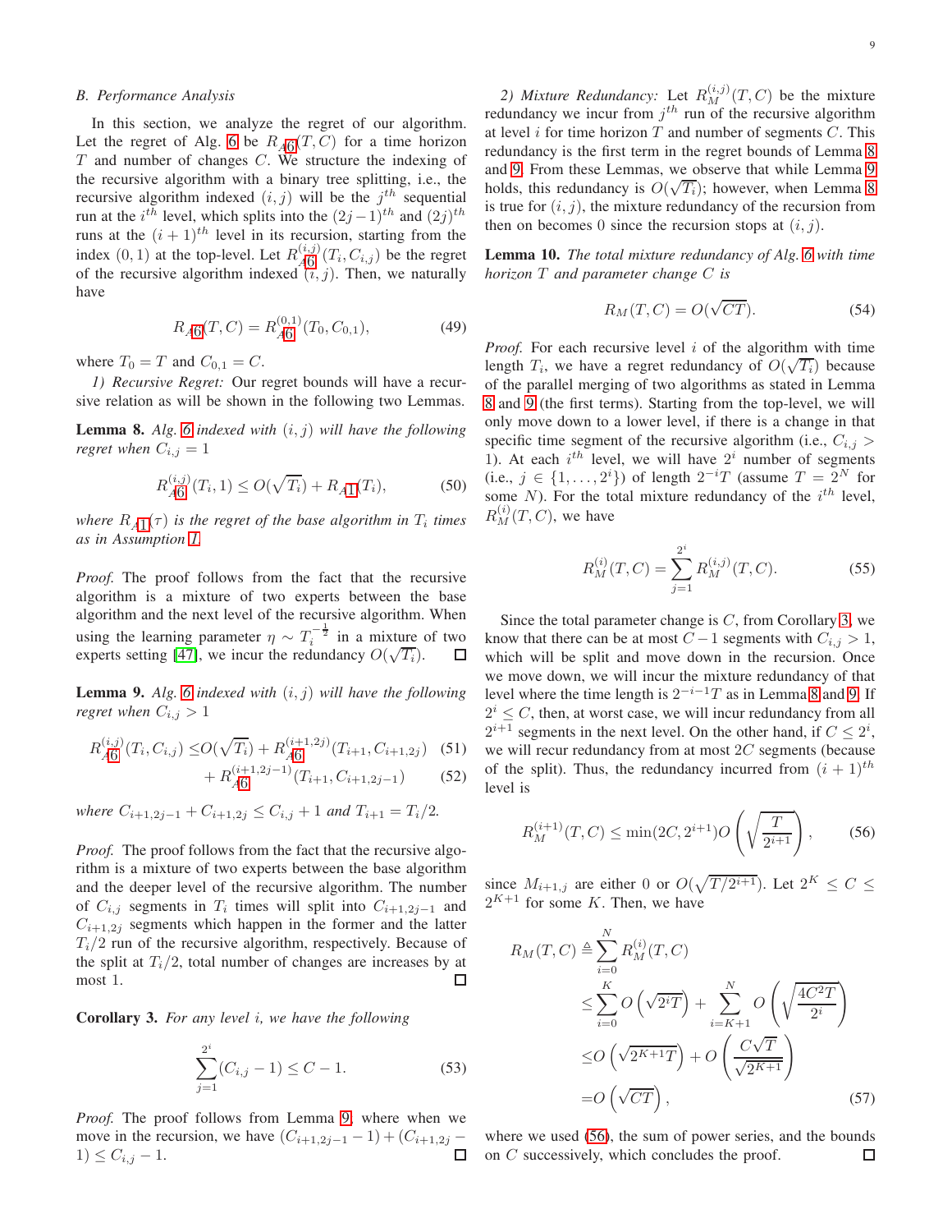### B. Performance Analysis

In this section, we analyze the regret of our algorithm. Let the regret of Alg. 6 be $R_{A6}(T, C)$ for a time horizon $T$ and number of changes $C$. We structure the indexing of the recursive algorithm with a binary tree splitting, i.e., the recursive algorithm indexed $(i, j)$ will be the $j^{th}$ sequential run at the $i^{th}$ level, which splits into the $(2j-1)^{th}$ and $(2j)^{th}$ runs at the $(i+1)^{th}$ level in its recursion, starting from the index $(0, 1)$ at the top-level. Let $R_{A6}^{(i,j)}(T_i, C_{i,j})$ be the regret of the recursive algorithm indexed $(i, j)$. Then, we naturally have

$$R_{A6}(T, C) = R_{A6}^{(0,1)}(T_0, C_{0,1}), \tag{49}$$

where $T_0 = T$ and $C_{0,1} = C$.

*1) Recursive Regret:* Our regret bounds will have a recursive relation as will be shown in the following two Lemmas.

**Lemma 8.** *Alg. 6 indexed with $(i, j)$ will have the following regret when $C_{i,j} = 1$*

$$R_{A6}^{(i,j)}(T_i, 1) \leq O(\sqrt{T_i}) + R_{A1}(T_i), \tag{50}$$

*where $R_{A1}(\tau)$ is the regret of the base algorithm in $T_i$ times as in Assumption 1.*

*Proof.* The proof follows from the fact that the recursive algorithm is a mixture of two experts between the base algorithm and the next level of the recursive algorithm. When using the learning parameter $\eta \sim T_i^{-\frac{1}{2}}$ in a mixture of two experts setting [47], we incur the redundancy $O(\sqrt{T_i})$. $\square$

**Lemma 9.** *Alg. 6 indexed with $(i, j)$ will have the following regret when $C_{i,j} > 1$*

$$\begin{aligned} R_{A6}^{(i,j)}(T_i, C_{i,j}) \leq & O(\sqrt{T_i}) + R_{A6}^{(i+1,2j)}(T_{i+1}, C_{i+1,2j}) && (51)\\ & + R_{A6}^{(i+1,2j-1)}(T_{i+1}, C_{i+1,2j-1}) && (52) \end{aligned}$$

*where $C_{i+1,2j-1} + C_{i+1,2j} \leq C_{i,j} + 1$ and $T_{i+1} = T_i/2$.*

*Proof.* The proof follows from the fact that the recursive algorithm is a mixture of two experts between the base algorithm and the deeper level of the recursive algorithm. The number of $C_{i,j}$ segments in $T_i$ times will split into $C_{i+1,2j-1}$ and $C_{i+1,2j}$ segments which happen in the former and the latter $T_i/2$ run of the recursive algorithm, respectively. Because of the split at $T_i/2$, total number of changes are increases by at most 1. $\square$

**Corollary 3.** *For any level $i$, we have the following*

$$\sum_{j=1}^{2^i} (C_{i,j} - 1) \leq C - 1. \tag{53}$$

*Proof.* The proof follows from Lemma 9, where when we move in the recursion, we have $(C_{i+1,2j-1} - 1) + (C_{i+1,2j} - 1) \leq C_{i,j} - 1$. $\square$

*2) Mixture Redundancy:* Let $R_M^{(i,j)}(T, C)$ be the mixture redundancy we incur from $j^{th}$ run of the recursive algorithm at level $i$ for time horizon $T$ and number of segments $C$. This redundancy is the first term in the regret bounds of Lemma 8 and 9. From these Lemmas, we observe that while Lemma 9 holds, this redundancy is $O(\sqrt{T_i})$; however, when Lemma 8 is true for $(i, j)$, the mixture redundancy of the recursion from then on becomes 0 since the recursion stops at $(i, j)$.

**Lemma 10.** *The total mixture redundancy of Alg. 6 with time horizon $T$ and parameter change $C$ is*

$$R_M(T, C) = O(\sqrt{CT}). \tag{54}$$

*Proof.* For each recursive level $i$ of the algorithm with time length $T_i$, we have a regret redundancy of $O(\sqrt{T_i})$ because of the parallel merging of two algorithms as stated in Lemma 8 and 9 (the first terms). Starting from the top-level, we will only move down to a lower level, if there is a change in that specific time segment of the recursive algorithm (i.e., $C_{i,j} > 1$). At each $i^{th}$ level, we will have $2^i$ number of segments (i.e., $j \in \{1, \ldots, 2^i\}$) of length $2^{-i}T$ (assume $T = 2^N$ for some $N$). For the total mixture redundancy of the $i^{th}$ level, $R_M^{(i)}(T, C)$, we have

$$R_M^{(i)}(T, C) = \sum_{j=1}^{2^i} R_M^{(i,j)}(T, C). \tag{55}$$

Since the total parameter change is $C$, from Corollary 3, we know that there can be at most $C - 1$ segments with $C_{i,j} > 1$, which will be split and move down in the recursion. Once we move down, we will incur the mixture redundancy of that level where the time length is $2^{-i-1}T$ as in Lemma 8 and 9. If $2^i \leq C$, then, at worst case, we will incur redundancy from all $2^{i+1}$ segments in the next level. On the other hand, if $C \leq 2^i$, we will recur redundancy from at most $2C$ segments (because of the split). Thus, the redundancy incurred from $(i+1)^{th}$ level is

$$R_M^{(i+1)}(T, C) \leq \min(2C, 2^{i+1}) O\left(\sqrt{\frac{T}{2^{i+1}}}\right), \tag{56}$$

since $M_{i+1,j}$ are either 0 or $O(\sqrt{T/2^{i+1}})$. Let $2^K \leq C \leq 2^{K+1}$ for some $K$. Then, we have

$$\begin{aligned} R_M(T, C) \triangleq & \sum_{i=0}^{N} R_M^{(i)}(T, C) \\ \leq & \sum_{i=0}^{K} O\left(\sqrt{2^i T}\right) + \sum_{i=K+1}^{N} O\left(\sqrt{\frac{4C^2 T}{2^i}}\right) \\ \leq & O\left(\sqrt{2^{K+1}T}\right) + O\left(\frac{C\sqrt{T}}{\sqrt{2^{K+1}}}\right) \\ = & O\left(\sqrt{CT}\right), \end{aligned} \tag{57}$$

where we used (56), the sum of power series, and the bounds on $C$ successively, which concludes the proof. $\square$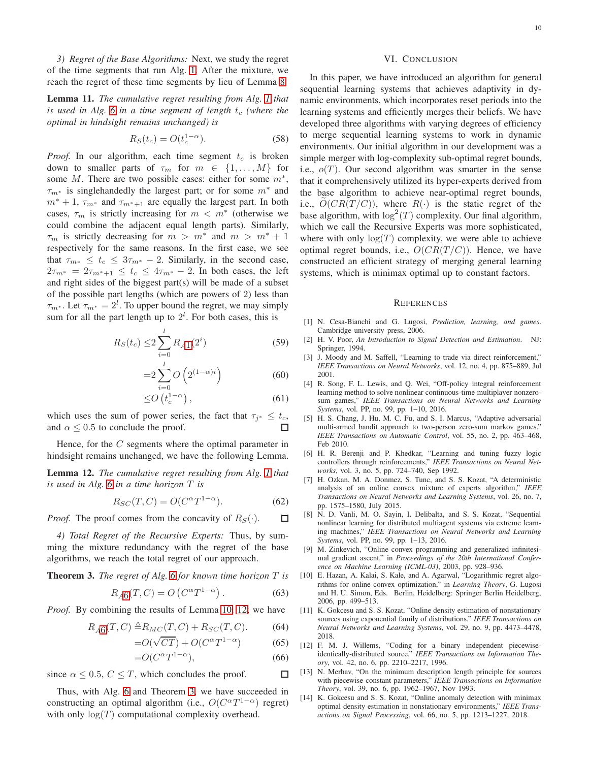*3) Regret of the Base Algorithms:* Next, we study the regret of the time segments that run Alg. 1. After the mixture, we reach the regret of these time segments by lieu of Lemma 8.

**Lemma 11.** *The cumulative regret resulting from Alg. 1 that is used in Alg. 6 in a time segment of length $t_c$ (where the optimal in hindsight remains unchanged) is*

$$R_S(t_c) = O(t_c^{1-\alpha}). \tag{58}$$

*Proof.* In our algorithm, each time segment $t_c$ is broken down to smaller parts of $\tau_m$ for $m \in \{1, \ldots, M\}$ for some $M$. There are two possible cases: either for some $m^*$, $\tau_{m^*}$ is singlehandedly the largest part; or for some $m^*$ and $m^*+1$, $\tau_{m^*}$ and $\tau_{m^*+1}$ are equally the largest part. In both cases, $\tau_m$ is strictly increasing for $m < m^*$ (otherwise we could combine the adjacent equal length parts). Similarly, $\tau_m$ is strictly decreasing for $m > m^*$ and $m > m^*+1$ respectively for the same reasons. In the first case, we see that $\tau_{m*} \leq t_c \leq 3\tau_{m^*} - 2$. Similarly, in the second case, $2\tau_{m^*} = 2\tau_{m^*+1} \leq t_c \leq 4\tau_{m^*} - 2$. In both cases, the left and right sides of the biggest part(s) will be made of a subset of the possible part lengths (which are powers of 2) less than $\tau_{m^*}$. Let $\tau_{m^*} = 2^l$. To upper bound the regret, we may simply sum for all the part length up to $2^l$. For both cases, this is

$$R_S(t_c) \leq 2\sum_{i=0}^{l} R_{A1}(2^i) \tag{59}$$

$$= 2\sum_{i=0}^{l} O\left(2^{(1-\alpha)i}\right) \tag{60}$$

$$\leq O\left(t_c^{1-\alpha}\right), \tag{61}$$

which uses the sum of power series, the fact that $\tau_{j^*} \leq t_c$, and $\alpha \leq 0.5$ to conclude the proof. □

Hence, for the $C$ segments where the optimal parameter in hindsight remains unchanged, we have the following Lemma.

**Lemma 12.** *The cumulative regret resulting from Alg. 1 that is used in Alg. 6 in a time horizon $T$ is*

$$R_{SC}(T, C) = O(C^{\alpha} T^{1-\alpha}). \tag{62}$$

*Proof.* The proof comes from the concavity of $R_S(\cdot)$. □

*4) Total Regret of the Recursive Experts:* Thus, by summing the mixture redundancy with the regret of the base algorithms, we reach the total regret of our approach.

**Theorem 3.** *The regret of Alg. 6 for known time horizon $T$ is*

$$R_{A6}(T, C) = O\left(C^{\alpha} T^{1-\alpha}\right). \tag{63}$$

*Proof.* By combining the results of Lemma 10, 12, we have

$$R_{A6}(T, C) \triangleq R_{MC}(T, C) + R_{SC}(T, C). \tag{64}$$

$$= O(\sqrt{CT}) + O(C^{\alpha} T^{1-\alpha}) \tag{65}$$

$$= O(C^{\alpha} T^{1-\alpha}), \tag{66}$$

since $\alpha \leq 0.5$, $C \leq T$, which concludes the proof. □

Thus, with Alg. 6 and Theorem 3, we have succeeded in constructing an optimal algorithm (i.e., $O(C^{\alpha} T^{1-\alpha})$ regret) with only $\log(T)$ computational complexity overhead.

## VI. Conclusion

In this paper, we have introduced an algorithm for general sequential learning systems that achieves adaptivity in dynamic environments, which incorporates reset periods into the learning systems and efficiently merges their beliefs. We have developed three algorithms with varying degrees of efficiency to merge sequential learning systems to work in dynamic environments. Our initial algorithm in our development was a simple merger with log-complexity sub-optimal regret bounds, i.e., $o(T)$. Our second algorithm was smarter in the sense that it comprehensively utilized its hyper-experts derived from the base algorithm to achieve near-optimal regret bounds, i.e., $\widetilde{O}(CR(T/C))$, where $R(\cdot)$ is the static regret of the base algorithm, with $\log^2(T)$ complexity. Our final algorithm, which we call the Recursive Experts was more sophisticated, where with only $\log(T)$ complexity, we were able to achieve optimal regret bounds, i.e., $O(CR(T/C))$. Hence, we have constructed an efficient strategy of merging general learning systems, which is minimax optimal up to constant factors.

## References

[1] N. Cesa-Bianchi and G. Lugosi, *Prediction, learning, and games*. Cambridge university press, 2006.

[2] H. V. Poor, *An Introduction to Signal Detection and Estimation*. NJ: Springer, 1994.

[3] J. Moody and M. Saffell, "Learning to trade via direct reinforcement," *IEEE Transactions on Neural Networks*, vol. 12, no. 4, pp. 875–889, Jul 2001.

[4] R. Song, F. L. Lewis, and Q. Wei, "Off-policy integral reinforcement learning method to solve nonlinear continuous-time multiplayer nonzero-sum games," *IEEE Transactions on Neural Networks and Learning Systems*, vol. PP, no. 99, pp. 1–10, 2016.

[5] H. S. Chang, J. Hu, M. C. Fu, and S. I. Marcus, "Adaptive adversarial multi-armed bandit approach to two-person zero-sum markov games," *IEEE Transactions on Automatic Control*, vol. 55, no. 2, pp. 463–468, Feb 2010.

[6] H. R. Berenji and P. Khedkar, "Learning and tuning fuzzy logic controllers through reinforcements," *IEEE Transactions on Neural Networks*, vol. 3, no. 5, pp. 724–740, Sep 1992.

[7] H. Ozkan, M. A. Donmez, S. Tunc, and S. S. Kozat, "A deterministic analysis of an online convex mixture of experts algorithm," *IEEE Transactions on Neural Networks and Learning Systems*, vol. 26, no. 7, pp. 1575–1580, July 2015.

[8] N. D. Vanli, M. O. Sayin, I. Delibalta, and S. S. Kozat, "Sequential nonlinear learning for distributed multiagent systems via extreme learning machines," *IEEE Transactions on Neural Networks and Learning Systems*, vol. PP, no. 99, pp. 1–13, 2016.

[9] M. Zinkevich, "Online convex programming and generalized infinitesimal gradient ascent," in *Proceedings of the 20th International Conference on Machine Learning (ICML-03)*, 2003, pp. 928–936.

[10] E. Hazan, A. Kalai, S. Kale, and A. Agarwal, "Logarithmic regret algorithms for online convex optimization," in *Learning Theory*, G. Lugosi and H. U. Simon, Eds. Berlin, Heidelberg: Springer Berlin Heidelberg, 2006, pp. 499–513.

[11] K. Gokcesu and S. S. Kozat, "Online density estimation of nonstationary sources using exponential family of distributions," *IEEE Transactions on Neural Networks and Learning Systems*, vol. 29, no. 9, pp. 4473–4478, 2018.

[12] F. M. J. Willems, "Coding for a binary independent piecewise-identically-distributed source." *IEEE Transactions on Information Theory*, vol. 42, no. 6, pp. 2210–2217, 1996.

[13] N. Merhav, "On the minimum description length principle for sources with piecewise constant parameters," *IEEE Transactions on Information Theory*, vol. 39, no. 6, pp. 1962–1967, Nov 1993.

[14] K. Gokcesu and S. S. Kozat, "Online anomaly detection with minimax optimal density estimation in nonstationary environments," *IEEE Transactions on Signal Processing*, vol. 66, no. 5, pp. 1213–1227, 2018.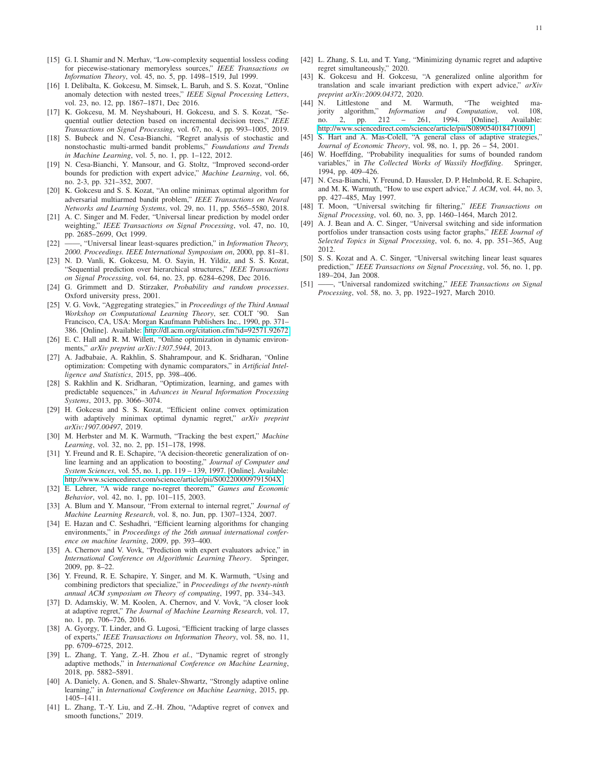[15] G. I. Shamir and N. Merhav, "Low-complexity sequential lossless coding for piecewise-stationary memoryless sources," *IEEE Transactions on Information Theory*, vol. 45, no. 5, pp. 1498–1519, Jul 1999.

[16] I. Delibalta, K. Gokcesu, M. Simsek, L. Baruh, and S. S. Kozat, "Online anomaly detection with nested trees," *IEEE Signal Processing Letters*, vol. 23, no. 12, pp. 1867–1871, Dec 2016.

[17] K. Gokcesu, M. M. Neyshabouri, H. Gokcesu, and S. S. Kozat, "Sequential outlier detection based on incremental decision trees," *IEEE Transactions on Signal Processing*, vol. 67, no. 4, pp. 993–1005, 2019.

[18] S. Bubeck and N. Cesa-Bianchi, "Regret analysis of stochastic and nonstochastic multi-armed bandit problems," *Foundations and Trends in Machine Learning*, vol. 5, no. 1, pp. 1–122, 2012.

[19] N. Cesa-Bianchi, Y. Mansour, and G. Stoltz, "Improved second-order bounds for prediction with expert advice," *Machine Learning*, vol. 66, no. 2-3, pp. 321–352, 2007.

[20] K. Gokcesu and S. S. Kozat, "An online minimax optimal algorithm for adversarial multiarmed bandit problem," *IEEE Transactions on Neural Networks and Learning Systems*, vol. 29, no. 11, pp. 5565–5580, 2018.

[21] A. C. Singer and M. Feder, "Universal linear prediction by model order weighting," *IEEE Transactions on Signal Processing*, vol. 47, no. 10, pp. 2685–2699, Oct 1999.

[22] ——, "Universal linear least-squares prediction," in *Information Theory, 2000. Proceedings. IEEE International Symposium on*, 2000, pp. 81–81.

[23] N. D. Vanli, K. Gokcesu, M. O. Sayin, H. Yildiz, and S. S. Kozat, "Sequential prediction over hierarchical structures," *IEEE Transactions on Signal Processing*, vol. 64, no. 23, pp. 6284–6298, Dec 2016.

[24] G. Grimmett and D. Stirzaker, *Probability and random processes*. Oxford university press, 2001.

[25] V. G. Vovk, "Aggregating strategies," in *Proceedings of the Third Annual Workshop on Computational Learning Theory*, ser. COLT '90. San Francisco, CA, USA: Morgan Kaufmann Publishers Inc., 1990, pp. 371–386. [Online]. Available: http://dl.acm.org/citation.cfm?id=92571.92672

[26] E. C. Hall and R. M. Willett, "Online optimization in dynamic environments," *arXiv preprint arXiv:1307.5944*, 2013.

[27] A. Jadbabaie, A. Rakhlin, S. Shahrampour, and K. Sridharan, "Online optimization: Competing with dynamic comparators," in *Artificial Intelligence and Statistics*, 2015, pp. 398–406.

[28] S. Rakhlin and K. Sridharan, "Optimization, learning, and games with predictable sequences," in *Advances in Neural Information Processing Systems*, 2013, pp. 3066–3074.

[29] H. Gokcesu and S. S. Kozat, "Efficient online convex optimization with adaptively minimax optimal dynamic regret," *arXiv preprint arXiv:1907.00497*, 2019.

[30] M. Herbster and M. K. Warmuth, "Tracking the best expert," *Machine Learning*, vol. 32, no. 2, pp. 151–178, 1998.

[31] Y. Freund and R. E. Schapire, "A decision-theoretic generalization of on-line learning and an application to boosting," *Journal of Computer and System Sciences*, vol. 55, no. 1, pp. 119 – 139, 1997. [Online]. Available: http://www.sciencedirect.com/science/article/pii/S002200009791504X

[32] E. Lehrer, "A wide range no-regret theorem," *Games and Economic Behavior*, vol. 42, no. 1, pp. 101–115, 2003.

[33] A. Blum and Y. Mansour, "From external to internal regret," *Journal of Machine Learning Research*, vol. 8, no. Jun, pp. 1307–1324, 2007.

[34] E. Hazan and C. Seshadhri, "Efficient learning algorithms for changing environments," in *Proceedings of the 26th annual international conference on machine learning*, 2009, pp. 393–400.

[35] A. Chernov and V. Vovk, "Prediction with expert evaluators advice," in *International Conference on Algorithmic Learning Theory*. Springer, 2009, pp. 8–22.

[36] Y. Freund, R. E. Schapire, Y. Singer, and M. K. Warmuth, "Using and combining predictors that specialize," in *Proceedings of the twenty-ninth annual ACM symposium on Theory of computing*, 1997, pp. 334–343.

[37] D. Adamskiy, W. M. Koolen, A. Chernov, and V. Vovk, "A closer look at adaptive regret," *The Journal of Machine Learning Research*, vol. 17, no. 1, pp. 706–726, 2016.

[38] A. Gyorgy, T. Linder, and G. Lugosi, "Efficient tracking of large classes of experts," *IEEE Transactions on Information Theory*, vol. 58, no. 11, pp. 6709–6725, 2012.

[39] L. Zhang, T. Yang, Z.-H. Zhou *et al.*, "Dynamic regret of strongly adaptive methods," in *International Conference on Machine Learning*, 2018, pp. 5882–5891.

[40] A. Daniely, A. Gonen, and S. Shalev-Shwartz, "Strongly adaptive online learning," in *International Conference on Machine Learning*, 2015, pp. 1405–1411.

[41] L. Zhang, T.-Y. Liu, and Z.-H. Zhou, "Adaptive regret of convex and smooth functions," 2019.

[42] L. Zhang, S. Lu, and T. Yang, "Minimizing dynamic regret and adaptive regret simultaneously," 2020.

[43] K. Gokcesu and H. Gokcesu, "A generalized online algorithm for translation and scale invariant prediction with expert advice," *arXiv preprint arXiv:2009.04372*, 2020.

[44] N. Littlestone and M. Warmuth, "The weighted majority algorithm," *Information and Computation*, vol. 108, no. 2, pp. 212 – 261, 1994. [Online]. Available: http://www.sciencedirect.com/science/article/pii/S0890540184710091

[45] S. Hart and A. Mas-Colell, "A general class of adaptive strategies," *Journal of Economic Theory*, vol. 98, no. 1, pp. 26 – 54, 2001.

[46] W. Hoeffding, "Probability inequalities for sums of bounded random variables," in *The Collected Works of Wassily Hoeffding*. Springer, 1994, pp. 409–426.

[47] N. Cesa-Bianchi, Y. Freund, D. Haussler, D. P. Helmbold, R. E. Schapire, and M. K. Warmuth, "How to use expert advice," *J. ACM*, vol. 44, no. 3, pp. 427–485, May 1997.

[48] T. Moon, "Universal switching fir filtering," *IEEE Transactions on Signal Processing*, vol. 60, no. 3, pp. 1460–1464, March 2012.

[49] A. J. Bean and A. C. Singer, "Universal switching and side information portfolios under transaction costs using factor graphs," *IEEE Journal of Selected Topics in Signal Processing*, vol. 6, no. 4, pp. 351–365, Aug 2012.

[50] S. S. Kozat and A. C. Singer, "Universal switching linear least squares prediction," *IEEE Transactions on Signal Processing*, vol. 56, no. 1, pp. 189–204, Jan 2008.

[51] ——, "Universal randomized switching," *IEEE Transactions on Signal Processing*, vol. 58, no. 3, pp. 1922–1927, March 2010.